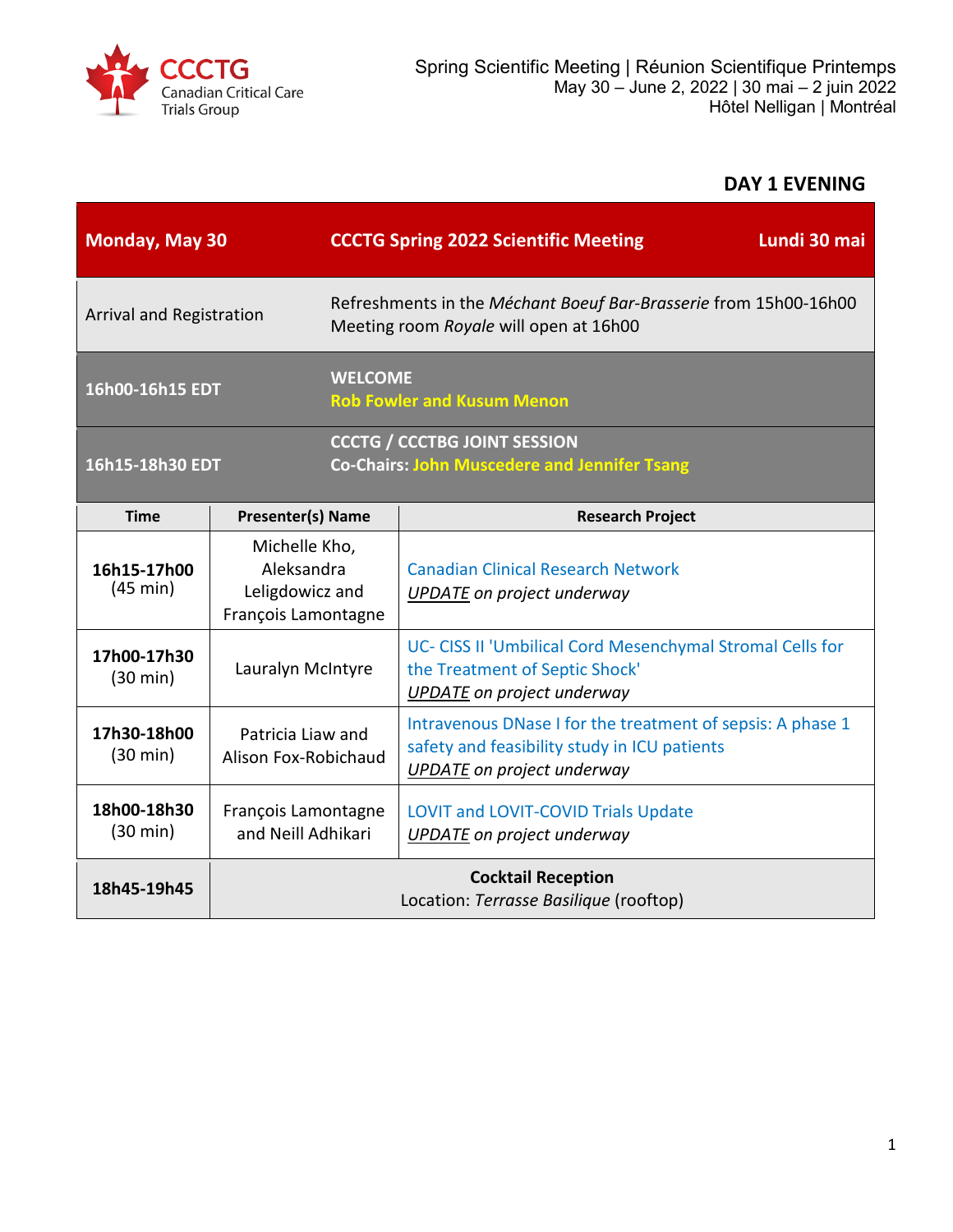CCCTG Canadian Critical Care Trials Group

Spring Scientific Meeting | Réunion Scientifique Printemps
May 30 – June 2, 2022 | 30 mai – 2 juin 2022
Hôtel Nelligan | Montréal

## DAY 1 EVENING

| **Monday, May 30** | **CCCTG Spring 2022 Scientific Meeting** | **Lundi 30 mai** |
|---|---|---|
| Arrival and Registration | Refreshments in the *Méchant Boeuf Bar-Brasserie* from 15h00-16h00<br>Meeting room *Royale* will open at 16h00 | |
| **16h00-16h15 EDT** | **WELCOME**<br>**Rob Fowler and Kusum Menon** | |
| **16h15-18h30 EDT** | **CCCTG / CCCTBG JOINT SESSION**<br>**Co-Chairs: John Muscedere and Jennifer Tsang** | |

| Time | Presenter(s) Name | Research Project |
|---|---|---|
| **16h15-17h00** (45 min) | Michelle Kho, Aleksandra Leligdowicz and François Lamontagne | Canadian Clinical Research Network<br>*UPDATE on project underway* |
| **17h00-17h30** (30 min) | Lauralyn McIntyre | UC- CISS II 'Umbilical Cord Mesenchymal Stromal Cells for the Treatment of Septic Shock'<br>*UPDATE on project underway* |
| **17h30-18h00** (30 min) | Patricia Liaw and Alison Fox-Robichaud | Intravenous DNase I for the treatment of sepsis: A phase 1 safety and feasibility study in ICU patients<br>*UPDATE on project underway* |
| **18h00-18h30** (30 min) | François Lamontagne and Neill Adhikari | LOVIT and LOVIT-COVID Trials Update<br>*UPDATE on project underway* |
| **18h45-19h45** | **Cocktail Reception**<br>Location: *Terrasse Basilique* (rooftop) | |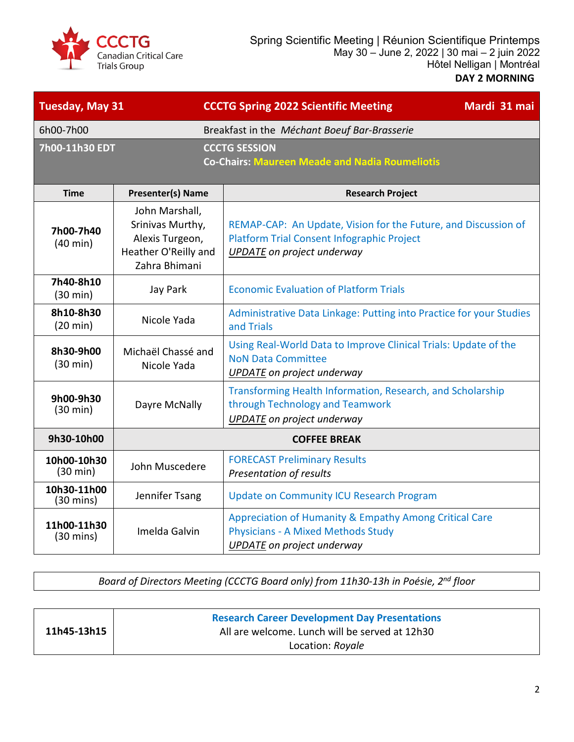Spring Scientific Meeting | Réunion Scientifique Printemps
May 30 – June 2, 2022 | 30 mai – 2 juin 2022
Hôtel Nelligan | Montréal
**DAY 2 MORNING**

| **Tuesday, May 31** | **CCCTG Spring 2022 Scientific Meeting** | **Mardi 31 mai** |
|---|---|---|
| 6h00-7h00 | Breakfast in the *Méchant Boeuf Bar-Brasserie* | |
| **7h00-11h30 EDT** | **CCCTG SESSION** **Co-Chairs: Maureen Meade and Nadia Roumeliotis** | |

| Time | Presenter(s) Name | Research Project |
|---|---|---|
| **7h00-7h40** (40 min) | John Marshall, Srinivas Murthy, Alexis Turgeon, Heather O'Reilly and Zahra Bhimani | REMAP-CAP: An Update, Vision for the Future, and Discussion of Platform Trial Consent Infographic Project *UPDATE on project underway* |
| **7h40-8h10** (30 min) | Jay Park | Economic Evaluation of Platform Trials |
| **8h10-8h30** (20 min) | Nicole Yada | Administrative Data Linkage: Putting into Practice for your Studies and Trials |
| **8h30-9h00** (30 min) | Michaël Chassé and Nicole Yada | Using Real-World Data to Improve Clinical Trials: Update of the NoN Data Committee *UPDATE on project underway* |
| **9h00-9h30** (30 min) | Dayre McNally | Transforming Health Information, Research, and Scholarship through Technology and Teamwork *UPDATE on project underway* |
| **9h30-10h00** | **COFFEE BREAK** | |
| **10h00-10h30** (30 min) | John Muscedere | FORECAST Preliminary Results *Presentation of results* |
| **10h30-11h00** (30 mins) | Jennifer Tsang | Update on Community ICU Research Program |
| **11h00-11h30** (30 mins) | Imelda Galvin | Appreciation of Humanity & Empathy Among Critical Care Physicians - A Mixed Methods Study *UPDATE on project underway* |

*Board of Directors Meeting (CCCTG Board only) from 11h30-13h in Poésie, 2nd floor*

| | |
|---|---|
| **11h45-13h15** | **Research Career Development Day Presentations** All are welcome. Lunch will be served at 12h30 Location: *Royale* |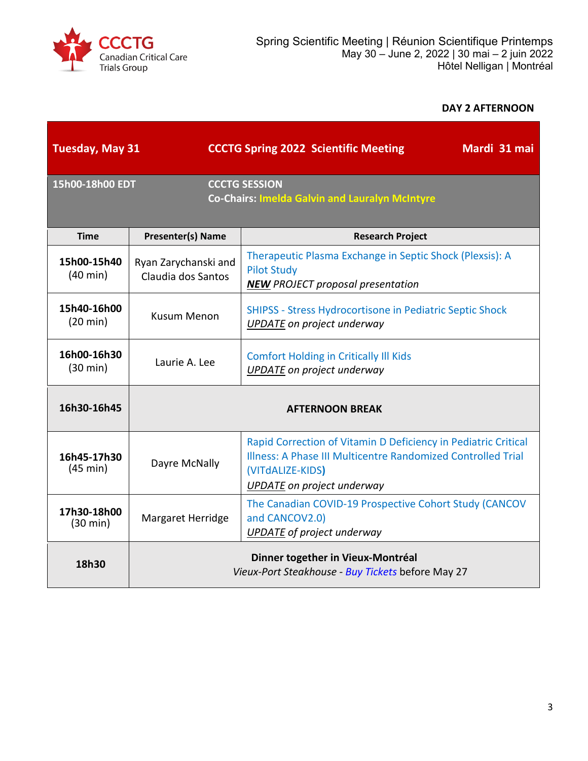**DAY 2 AFTERNOON**

| **Tuesday, May 31** | **CCCTG Spring 2022 Scientific Meeting** | **Mardi 31 mai** |
|---|---|---|
| **15h00-18h00 EDT** | **CCCTG SESSION** Co-Chairs: **Imelda Galvin and Lauralyn McIntyre** | |

| Time | Presenter(s) Name | Research Project |
|---|---|---|
| **15h00-15h40** (40 min) | Ryan Zarychanski and Claudia dos Santos | Therapeutic Plasma Exchange in Septic Shock (Plexsis): A Pilot Study *__NEW__ PROJECT proposal presentation* |
| **15h40-16h00** (20 min) | Kusum Menon | SHIPSS - Stress Hydrocortisone in Pediatric Septic Shock *__UPDATE__ on project underway* |
| **16h00-16h30** (30 min) | Laurie A. Lee | Comfort Holding in Critically Ill Kids *__UPDATE__ on project underway* |
| **16h30-16h45** | **AFTERNOON BREAK** | |
| **16h45-17h30** (45 min) | Dayre McNally | Rapid Correction of Vitamin D Deficiency in Pediatric Critical Illness: A Phase III Multicentre Randomized Controlled Trial (VITdALIZE-KIDS) *__UPDATE__ on project underway* |
| **17h30-18h00** (30 min) | Margaret Herridge | The Canadian COVID-19 Prospective Cohort Study (CANCOV and CANCOV2.0) *__UPDATE__ of project underway* |
| **18h30** | **Dinner together in Vieux-Montréal** *Vieux-Port Steakhouse - Buy Tickets* before May 27 | |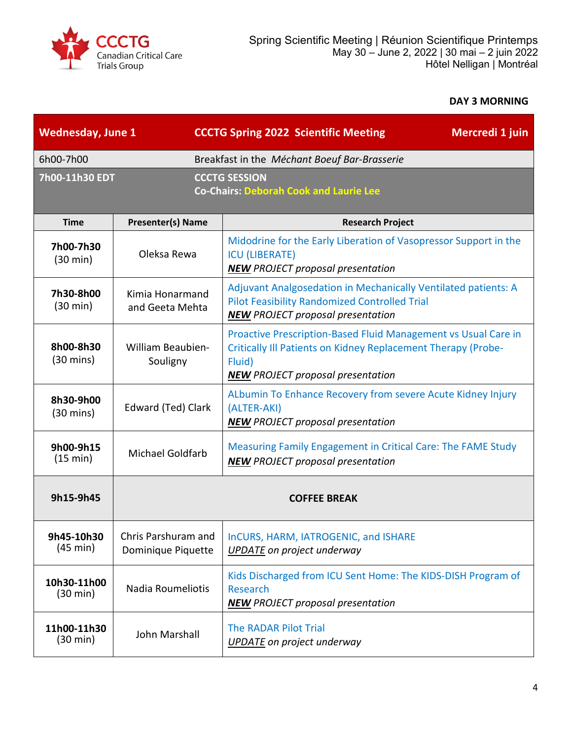Spring Scientific Meeting | Réunion Scientifique Printemps
May 30 – June 2, 2022 | 30 mai – 2 juin 2022
Hôtel Nelligan | Montréal

**DAY 3 MORNING**

| **Wednesday, June 1** | **CCCTG Spring 2022 Scientific Meeting** | **Mercredi 1 juin** |
|---|---|---|
| 6h00-7h00 | Breakfast in the *Méchant Boeuf Bar-Brasserie* | |
| **7h00-11h30 EDT** | **CCCTG SESSION**<br>**Co-Chairs: Deborah Cook and Laurie Lee** | |

| Time | Presenter(s) Name | Research Project |
|---|---|---|
| **7h00-7h30** (30 min) | Oleksa Rewa | Midodrine for the Early Liberation of Vasopressor Support in the ICU (LIBERATE)<br>***NEW*** *PROJECT proposal presentation* |
| **7h30-8h00** (30 min) | Kimia Honarmand and Geeta Mehta | Adjuvant Analgosedation in Mechanically Ventilated patients: A Pilot Feasibility Randomized Controlled Trial<br>***NEW*** *PROJECT proposal presentation* |
| **8h00-8h30** (30 mins) | William Beaubien-Souligny | Proactive Prescription-Based Fluid Management vs Usual Care in Critically Ill Patients on Kidney Replacement Therapy (Probe-Fluid)<br>***NEW*** *PROJECT proposal presentation* |
| **8h30-9h00** (30 mins) | Edward (Ted) Clark | ALbumin To Enhance Recovery from severe Acute Kidney Injury (ALTER-AKI)<br>***NEW*** *PROJECT proposal presentation* |
| **9h00-9h15** (15 min) | Michael Goldfarb | Measuring Family Engagement in Critical Care: The FAME Study<br>***NEW*** *PROJECT proposal presentation* |
| **9h15-9h45** | **COFFEE BREAK** | |
| **9h45-10h30** (45 min) | Chris Parshuram and Dominique Piquette | InCURS, HARM, IATROGENIC, and ISHARE<br>*UPDATE on project underway* |
| **10h30-11h00** (30 min) | Nadia Roumeliotis | Kids Discharged from ICU Sent Home: The KIDS-DISH Program of Research<br>***NEW*** *PROJECT proposal presentation* |
| **11h00-11h30** (30 min) | John Marshall | The RADAR Pilot Trial<br>*UPDATE on project underway* |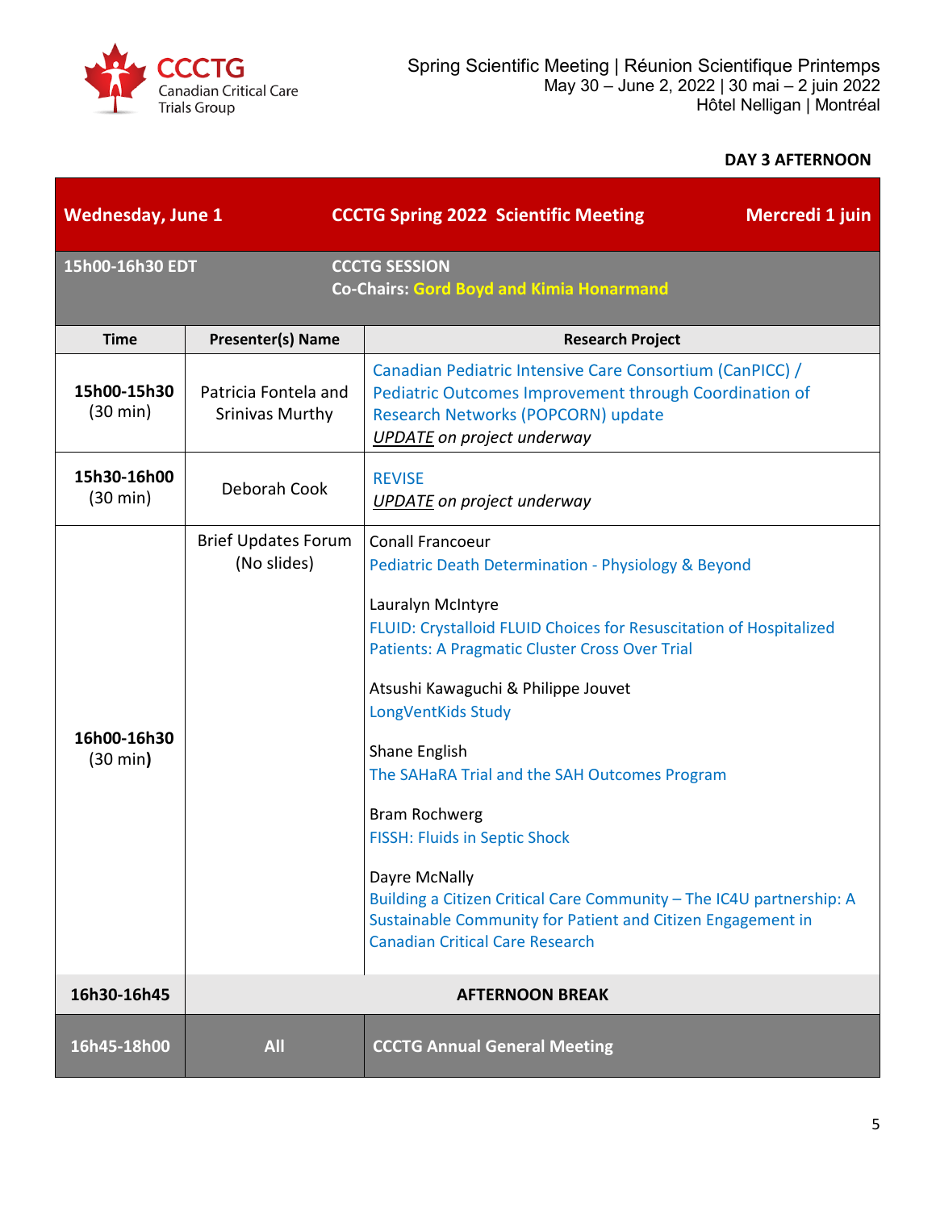**DAY 3 AFTERNOON**

| Wednesday, June 1 | CCCTG Spring 2022 Scientific Meeting | Mercredi 1 juin |
|---|---|---|
| **15h00-16h30 EDT** | **CCCTG SESSION**<br>**Co-Chairs: Gord Boyd and Kimia Honarmand** | |

| Time | Presenter(s) Name | Research Project |
|---|---|---|
| **15h00-15h30** (30 min) | Patricia Fontela and Srinivas Murthy | Canadian Pediatric Intensive Care Consortium (CanPICC) / Pediatric Outcomes Improvement through Coordination of Research Networks (POPCORN) update<br>*UPDATE on project underway* |
| **15h30-16h00** (30 min) | Deborah Cook | REVISE<br>*UPDATE on project underway* |
| **16h00-16h30** (30 min) | Brief Updates Forum (No slides) | Conall Francoeur<br>Pediatric Death Determination - Physiology & Beyond<br><br>Lauralyn McIntyre<br>FLUID: Crystalloid FLUID Choices for Resuscitation of Hospitalized Patients: A Pragmatic Cluster Cross Over Trial<br><br>Atsushi Kawaguchi & Philippe Jouvet<br>LongVentKids Study<br><br>Shane English<br>The SAHaRA Trial and the SAH Outcomes Program<br><br>Bram Rochwerg<br>FISSH: Fluids in Septic Shock<br><br>Dayre McNally<br>Building a Citizen Critical Care Community – The IC4U partnership: A Sustainable Community for Patient and Citizen Engagement in Canadian Critical Care Research |
| **16h30-16h45** | **AFTERNOON BREAK** | |
| **16h45-18h00** | **All** | **CCCTG Annual General Meeting** |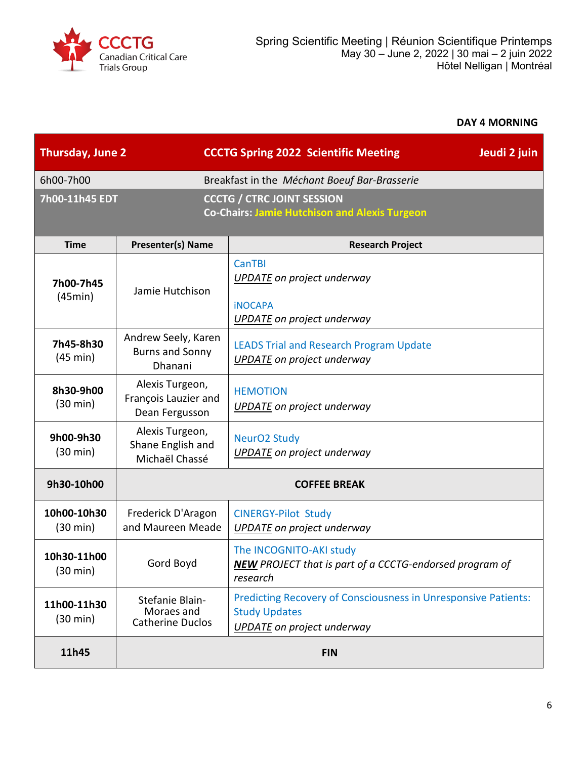CCCTG Canadian Critical Care Trials Group

Spring Scientific Meeting | Réunion Scientifique Printemps
May 30 – June 2, 2022 | 30 mai – 2 juin 2022
Hôtel Nelligan | Montréal

**DAY 4 MORNING**

| **Thursday, June 2** | **CCCTG Spring 2022 Scientific Meeting** | **Jeudi 2 juin** |
|---|---|---|
| 6h00-7h00 | Breakfast in the *Méchant Boeuf Bar-Brasserie* | |
| **7h00-11h45 EDT** | **CCCTG / CTRC JOINT SESSION**<br>**Co-Chairs: Jamie Hutchison and Alexis Turgeon** | |

| Time | Presenter(s) Name | Research Project |
|---|---|---|
| **7h00-7h45** (45min) | Jamie Hutchison | CanTBI<br>*UPDATE on project underway*<br><br>iNOCAPA<br>*UPDATE on project underway* |
| **7h45-8h30** (45 min) | Andrew Seely, Karen Burns and Sonny Dhanani | LEADS Trial and Research Program Update<br>*UPDATE on project underway* |
| **8h30-9h00** (30 min) | Alexis Turgeon, François Lauzier and Dean Fergusson | HEMOTION<br>*UPDATE on project underway* |
| **9h00-9h30** (30 min) | Alexis Turgeon, Shane English and Michaël Chassé | NeurO2 Study<br>*UPDATE on project underway* |
| **9h30-10h00** | **COFFEE BREAK** | |
| **10h00-10h30** (30 min) | Frederick D'Aragon and Maureen Meade | CINERGY-Pilot Study<br>*UPDATE on project underway* |
| **10h30-11h00** (30 min) | Gord Boyd | The INCOGNITO-AKI study<br>***NEW** PROJECT that is part of a CCCTG-endorsed program of research* |
| **11h00-11h30** (30 min) | Stefanie Blain-Moraes and Catherine Duclos | Predicting Recovery of Consciousness in Unresponsive Patients: Study Updates<br>*UPDATE on project underway* |
| **11h45** | **FIN** | |